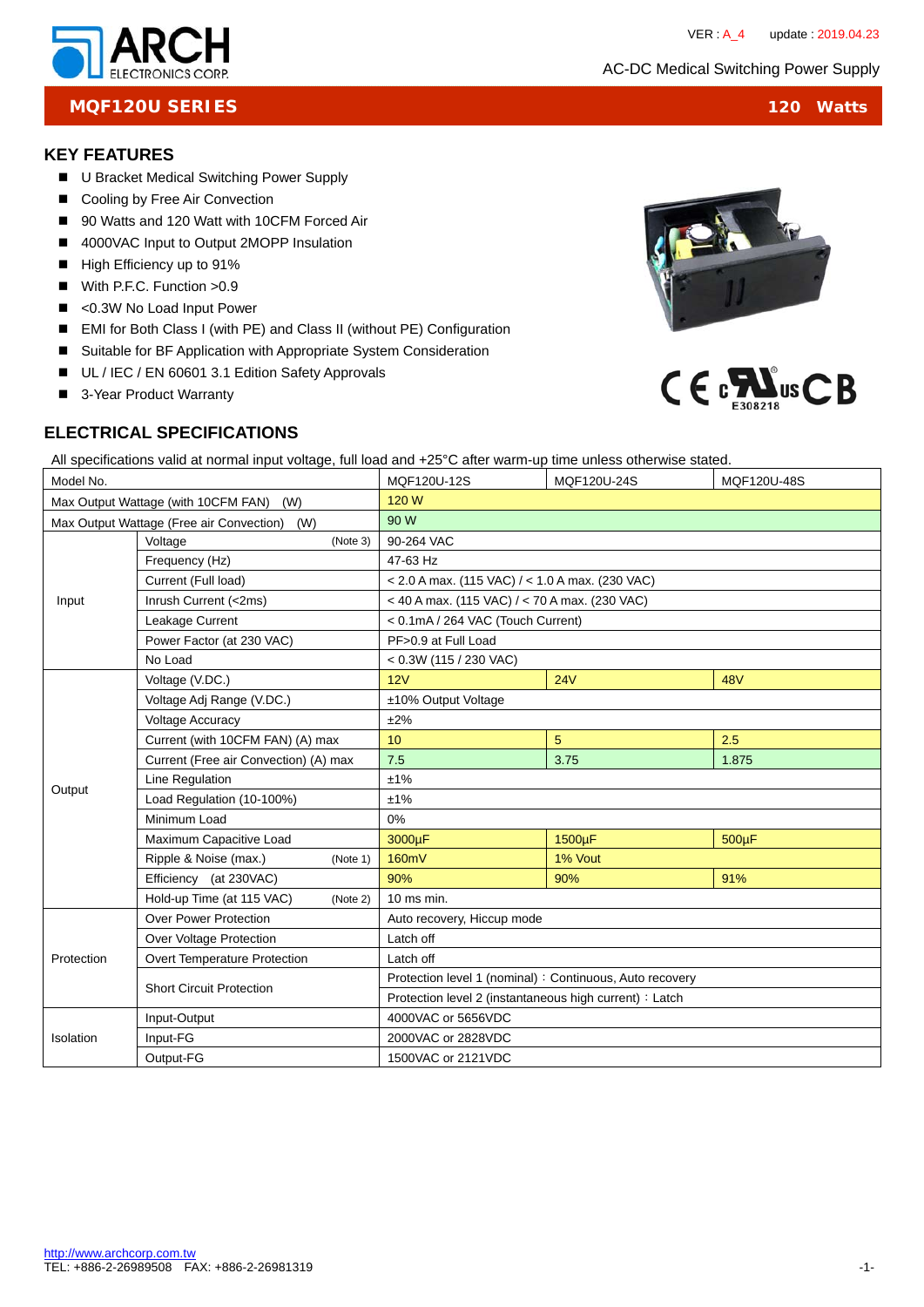# ARCH ELECTRONICS CORP.

VER : A_4 update : 2019.04.23

AC-DC Medical Switching Power Supply

## MQF120U SERIES 120 Watts

### KEY FEATURES

- U Bracket Medical Switching Power Supply
- Cooling by Free Air Convection
- 90 Watts and 120 Watt with 10CFM Forced Air
- 4000VAC Input to Output 2MOPP Insulation
- High Efficiency up to 91%
- With P.F.C. Function >0.9
- <0.3W No Load Input Power
- EMI for Both Class I (with PE) and Class II (without PE) Configuration
- Suitable for BF Application with Appropriate System Consideration
- UL / IEC / EN 60601 3.1 Edition Safety Approvals
- 3-Year Product Warranty

E308218

### ELECTRICAL SPECIFICATIONS

All specifications valid at normal input voltage, full load and +25°C after warm-up time unless otherwise stated.

| Model No. | | MQF120U-12S | MQF120U-24S | MQF120U-48S |
|---|---|---|---|---|
| Max Output Wattage (with 10CFM FAN) (W) | | 120 W | | |
| Max Output Wattage (Free air Convection) (W) | | 90 W | | |
| Input | Voltage (Note 3) | 90-264 VAC | | |
| | Frequency (Hz) | 47-63 Hz | | |
| | Current (Full load) | < 2.0 A max. (115 VAC) / < 1.0 A max. (230 VAC) | | |
| | Inrush Current (<2ms) | < 40 A max. (115 VAC) / < 70 A max. (230 VAC) | | |
| | Leakage Current | < 0.1mA / 264 VAC (Touch Current) | | |
| | Power Factor (at 230 VAC) | PF>0.9 at Full Load | | |
| | No Load | < 0.3W (115 / 230 VAC) | | |
| Output | Voltage (V.DC.) | 12V | 24V | 48V |
| | Voltage Adj Range (V.DC.) | ±10% Output Voltage | | |
| | Voltage Accuracy | ±2% | | |
| | Current (with 10CFM FAN) (A) max | 10 | 5 | 2.5 |
| | Current (Free air Convection) (A) max | 7.5 | 3.75 | 1.875 |
| | Line Regulation | ±1% | | |
| | Load Regulation (10-100%) | ±1% | | |
| | Minimum Load | 0% | | |
| | Maximum Capacitive Load | 3000µF | 1500µF | 500µF |
| | Ripple & Noise (max.) (Note 1) | 160mV | 1% Vout | |
| | Efficiency (at 230VAC) | 90% | 90% | 91% |
| | Hold-up Time (at 115 VAC) (Note 2) | 10 ms min. | | |
| Protection | Over Power Protection | Auto recovery, Hiccup mode | | |
| | Over Voltage Protection | Latch off | | |
| | Overt Temperature Protection | Latch off | | |
| | Short Circuit Protection | Protection level 1 (nominal)：Continuous, Auto recovery | | |
| | | Protection level 2 (instantaneous high current)：Latch | | |
| Isolation | Input-Output | 4000VAC or 5656VDC | | |
| | Input-FG | 2000VAC or 2828VDC | | |
| | Output-FG | 1500VAC or 2121VDC | | |

http://www.archcorp.com.tw
TEL: +886-2-26989508 FAX: +886-2-26981319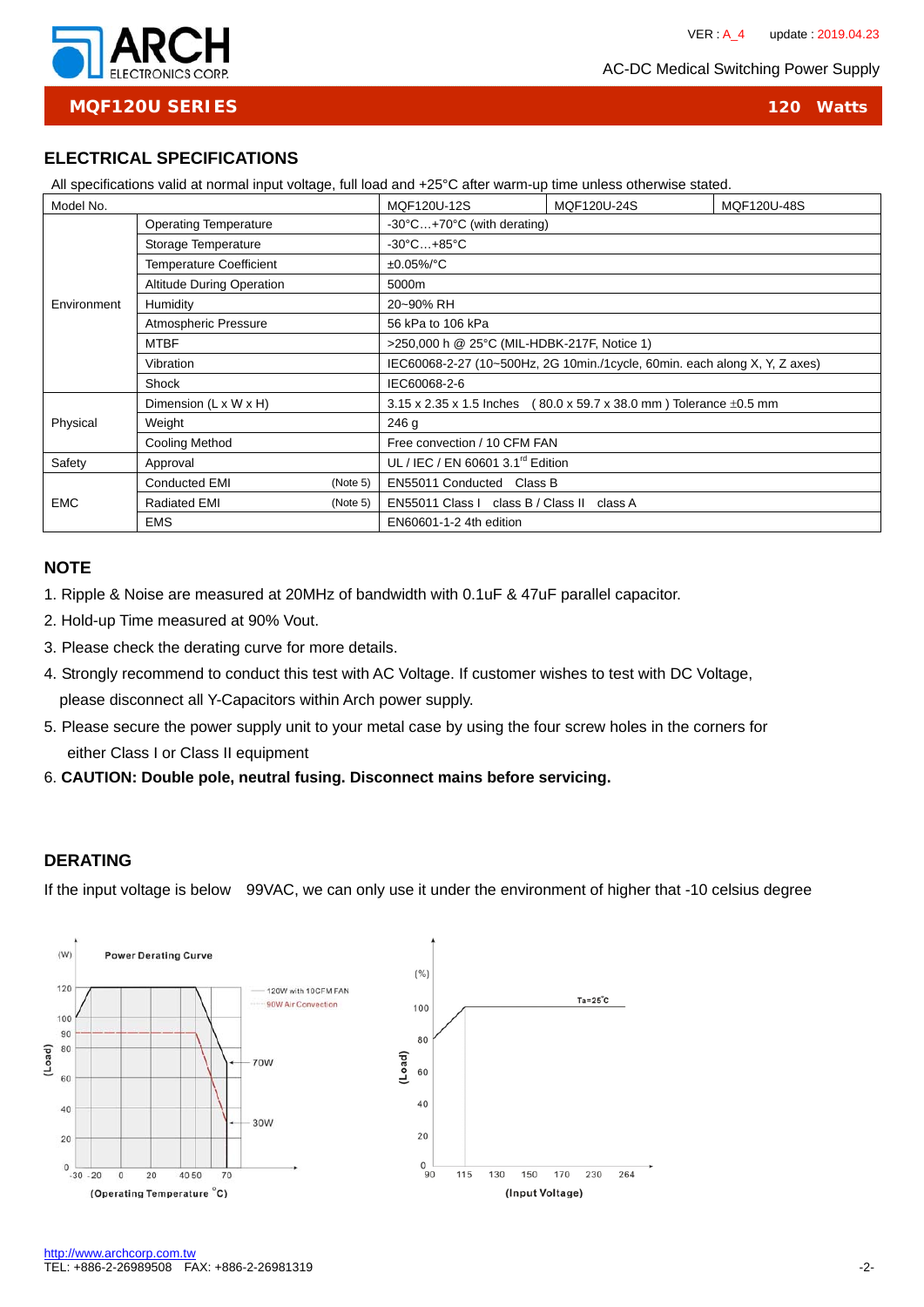# MQF120U SERIES — 120 Watts

AC-DC Medical Switching Power Supply

## ELECTRICAL SPECIFICATIONS

All specifications valid at normal input voltage, full load and +25°C after warm-up time unless otherwise stated.

| Model No. | | MQF120U-12S | MQF120U-24S | MQF120U-48S |
|---|---|---|---|---|
| Environment | Operating Temperature | -30°C…+70°C (with derating) | | |
| | Storage Temperature | -30°C…+85°C | | |
| | Temperature Coefficient | ±0.05%/°C | | |
| | Altitude During Operation | 5000m | | |
| | Humidity | 20~90% RH | | |
| | Atmospheric Pressure | 56 kPa to 106 kPa | | |
| | MTBF | >250,000 h @ 25°C (MIL-HDBK-217F, Notice 1) | | |
| | Vibration | IEC60068-2-27 (10~500Hz, 2G 10min./1cycle, 60min. each along X, Y, Z axes) | | |
| | Shock | IEC60068-2-6 | | |
| Physical | Dimension (L x W x H) | 3.15 x 2.35 x 1.5 Inches ( 80.0 x 59.7 x 38.0 mm ) Tolerance ±0.5 mm | | |
| | Weight | 246 g | | |
| | Cooling Method | Free convection / 10 CFM FAN | | |
| Safety | Approval | UL / IEC / EN 60601 3.1rd Edition | | |
| EMC | Conducted EMI (Note 5) | EN55011 Conducted Class B | | |
| | Radiated EMI (Note 5) | EN55011 Class I class B / Class II class A | | |
| | EMS | EN60601-1-2 4th edition | | |

## NOTE

1. Ripple & Noise are measured at 20MHz of bandwidth with 0.1uF & 47uF parallel capacitor.
2. Hold-up Time measured at 90% Vout.
3. Please check the derating curve for more details.
4. Strongly recommend to conduct this test with AC Voltage. If customer wishes to test with DC Voltage, please disconnect all Y-Capacitors within Arch power supply.
5. Please secure the power supply unit to your metal case by using the four screw holes in the corners for either Class I or Class II equipment
6. **CAUTION: Double pole, neutral fusing. Disconnect mains before servicing.**

## DERATING

If the input voltage is below 99VAC, we can only use it under the environment of higher that -10 celsius degree

Power Derating Curve (W) — (Load) vs (Operating Temperature °C): 120W with 10CFM FAN; 90W Air Convection; 70W; 30W. X-axis: -30, -20, 0, 20, 40, 50, 70. Y-axis: 0, 20, 40, 60, 80, 90, 100, 120.

(%) (Load) vs (Input Voltage): Ta=25°C. X-axis: 90, 115, 130, 150, 170, 230, 264. Y-axis: 0, 20, 40, 60, 80, 100.

http://www.archcorp.com.tw
TEL: +886-2-26989508 FAX: +886-2-26981319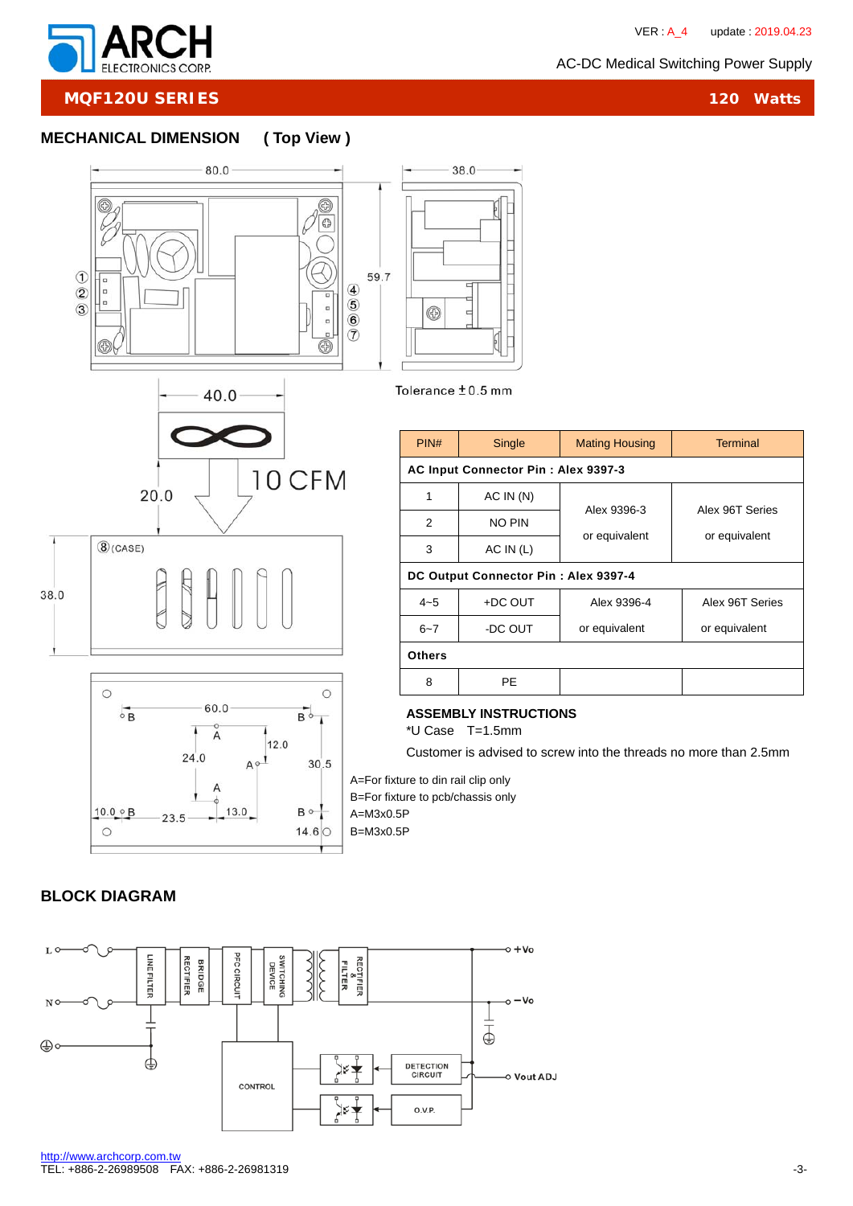## MECHANICAL DIMENSION ( Top View )

80.0
38.0
59.7
① ② ③ ④ ⑤ ⑥ ⑦

Tolerance ±0.5 mm

40.0
20.0
10 CFM
38.0
⑧(CASE)

60.0
B B
A
12.0
24.0
A
30.5
A
10.0 B
23.5
13.0
B
14.6

| PIN# | Single | Mating Housing | Terminal |
|---|---|---|---|
| **AC Input Connector Pin : Alex 9397-3** | | | |
| 1 | AC IN (N) | Alex 9396-3 or equivalent | Alex 96T Series or equivalent |
| 2 | NO PIN | | |
| 3 | AC IN (L) | | |
| **DC Output Connector Pin : Alex 9397-4** | | | |
| 4~5 | +DC OUT | Alex 9396-4 or equivalent | Alex 96T Series or equivalent |
| 6~7 | -DC OUT | | |
| **Others** | | | |
| 8 | PE | | |

**ASSEMBLY INSTRUCTIONS**

*U Case T=1.5mm

Customer is advised to screw into the threads no more than 2.5mm

A=For fixture to din rail clip only
B=For fixture to pcb/chassis only
A=M3x0.5P
B=M3x0.5P

## BLOCK DIAGRAM

L
N
LINE FILTER
BRIDGE RECTIFIER
PFC CIRCUIT
SWITCHING DEVICE
RECTIFIER & FILTER
+Vo
−Vo
CONTROL
DETECTION CIRCUIT
Vout ADJ
O.V.P.

http://www.archcorp.com.tw
TEL: +886-2-26989508 FAX: +886-2-26981319